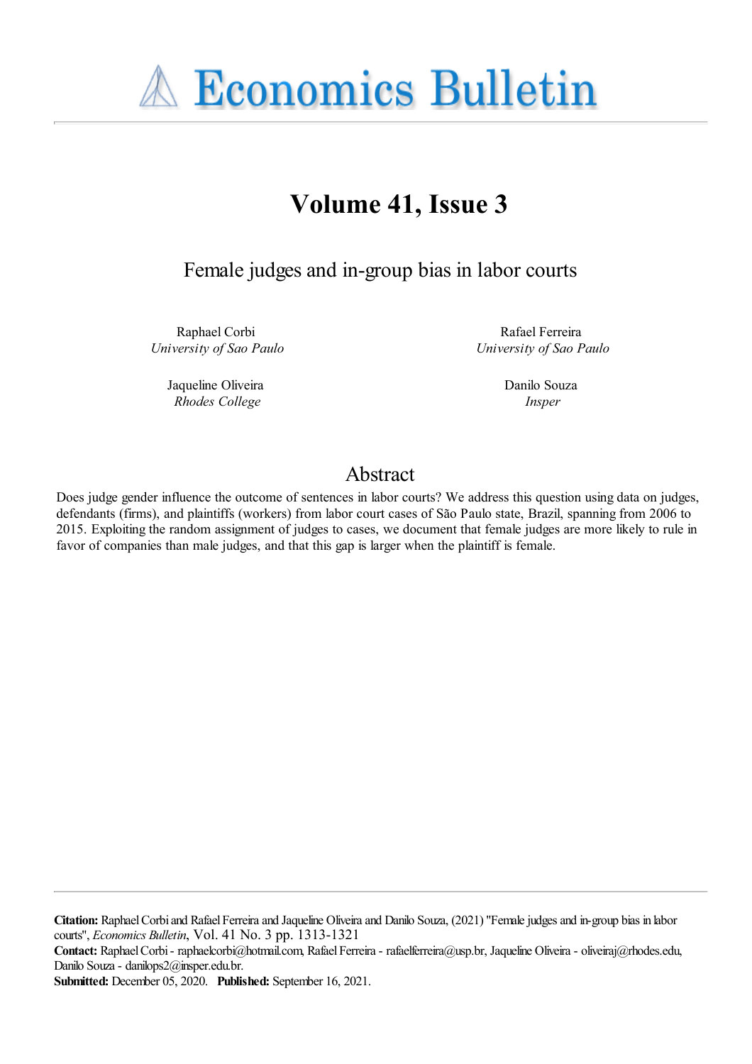# Economics Bulletin

## Volume 41, Issue 3

### Female judges and in-group bias in labor courts

Raphael Corbi
*University of Sao Paulo*

Rafael Ferreira
*University of Sao Paulo*

Jaqueline Oliveira
*Rhodes College*

Danilo Souza
*Insper*

## Abstract

Does judge gender influence the outcome of sentences in labor courts? We address this question using data on judges, defendants (firms), and plaintiffs (workers) from labor court cases of São Paulo state, Brazil, spanning from 2006 to 2015. Exploiting the random assignment of judges to cases, we document that female judges are more likely to rule in favor of companies than male judges, and that this gap is larger when the plaintiff is female.

**Citation:** Raphael Corbi and Rafael Ferreira and Jaqueline Oliveira and Danilo Souza, (2021) "Female judges and in-group bias in labor courts", *Economics Bulletin*, Vol. 41 No. 3 pp. 1313-1321
**Contact:** Raphael Corbi - raphaelcorbi@hotmail.com, Rafael Ferreira - rafaelferreira@usp.br, Jaqueline Oliveira - oliveiraj@rhodes.edu, Danilo Souza - danilops2@insper.edu.br.
**Submitted:** December 05, 2020. **Published:** September 16, 2021.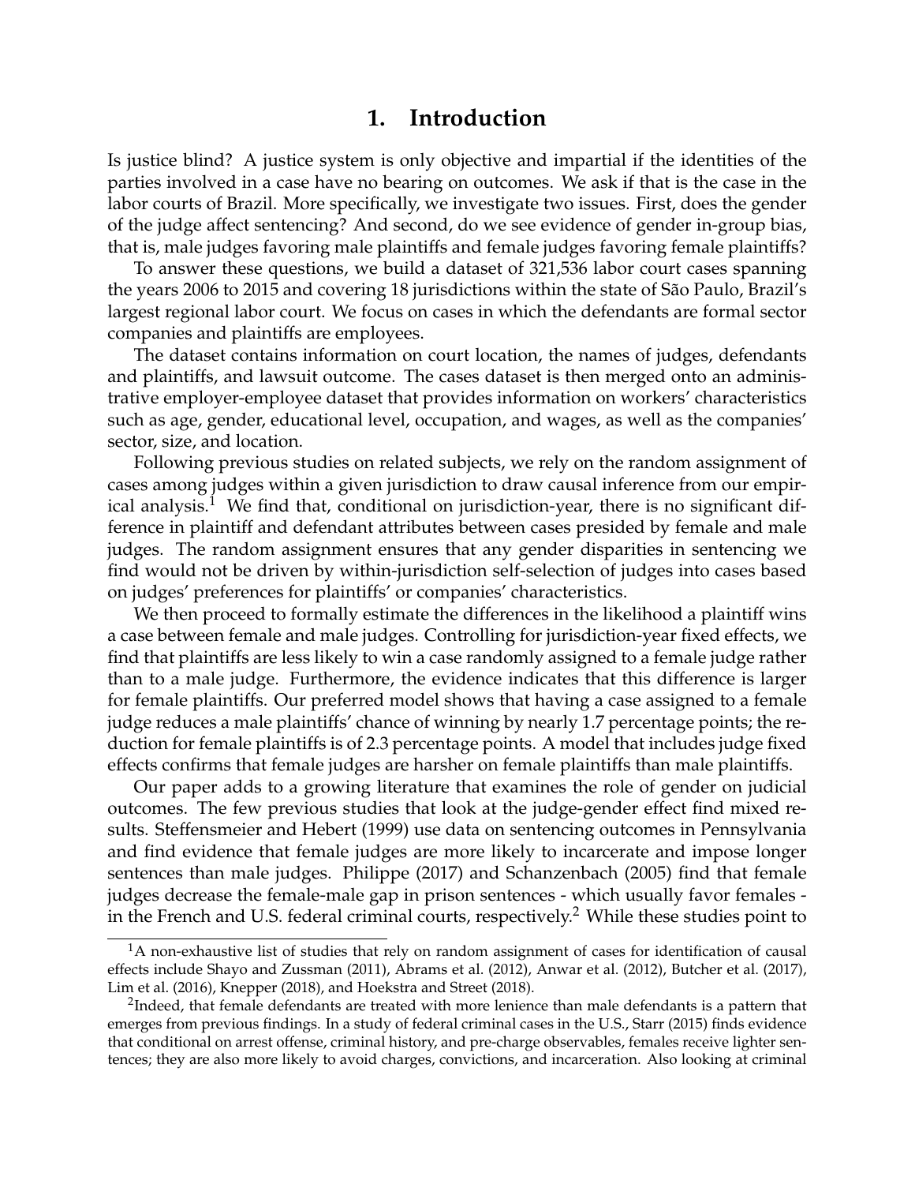# 1. Introduction

Is justice blind? A justice system is only objective and impartial if the identities of the parties involved in a case have no bearing on outcomes. We ask if that is the case in the labor courts of Brazil. More specifically, we investigate two issues. First, does the gender of the judge affect sentencing? And second, do we see evidence of gender in-group bias, that is, male judges favoring male plaintiffs and female judges favoring female plaintiffs?

To answer these questions, we build a dataset of 321,536 labor court cases spanning the years 2006 to 2015 and covering 18 jurisdictions within the state of São Paulo, Brazil's largest regional labor court. We focus on cases in which the defendants are formal sector companies and plaintiffs are employees.

The dataset contains information on court location, the names of judges, defendants and plaintiffs, and lawsuit outcome. The cases dataset is then merged onto an administrative employer-employee dataset that provides information on workers' characteristics such as age, gender, educational level, occupation, and wages, as well as the companies' sector, size, and location.

Following previous studies on related subjects, we rely on the random assignment of cases among judges within a given jurisdiction to draw causal inference from our empirical analysis.[1] We find that, conditional on jurisdiction-year, there is no significant difference in plaintiff and defendant attributes between cases presided by female and male judges. The random assignment ensures that any gender disparities in sentencing we find would not be driven by within-jurisdiction self-selection of judges into cases based on judges' preferences for plaintiffs' or companies' characteristics.

We then proceed to formally estimate the differences in the likelihood a plaintiff wins a case between female and male judges. Controlling for jurisdiction-year fixed effects, we find that plaintiffs are less likely to win a case randomly assigned to a female judge rather than to a male judge. Furthermore, the evidence indicates that this difference is larger for female plaintiffs. Our preferred model shows that having a case assigned to a female judge reduces a male plaintiffs' chance of winning by nearly 1.7 percentage points; the reduction for female plaintiffs is of 2.3 percentage points. A model that includes judge fixed effects confirms that female judges are harsher on female plaintiffs than male plaintiffs.

Our paper adds to a growing literature that examines the role of gender on judicial outcomes. The few previous studies that look at the judge-gender effect find mixed results. Steffensmeier and Hebert (1999) use data on sentencing outcomes in Pennsylvania and find evidence that female judges are more likely to incarcerate and impose longer sentences than male judges. Philippe (2017) and Schanzenbach (2005) find that female judges decrease the female-male gap in prison sentences - which usually favor females - in the French and U.S. federal criminal courts, respectively.[2] While these studies point to

[1] A non-exhaustive list of studies that rely on random assignment of cases for identification of causal effects include Shayo and Zussman (2011), Abrams et al. (2012), Anwar et al. (2012), Butcher et al. (2017), Lim et al. (2016), Knepper (2018), and Hoekstra and Street (2018).

[2] Indeed, that female defendants are treated with more lenience than male defendants is a pattern that emerges from previous findings. In a study of federal criminal cases in the U.S., Starr (2015) finds evidence that conditional on arrest offense, criminal history, and pre-charge observables, females receive lighter sentences; they are also more likely to avoid charges, convictions, and incarceration. Also looking at criminal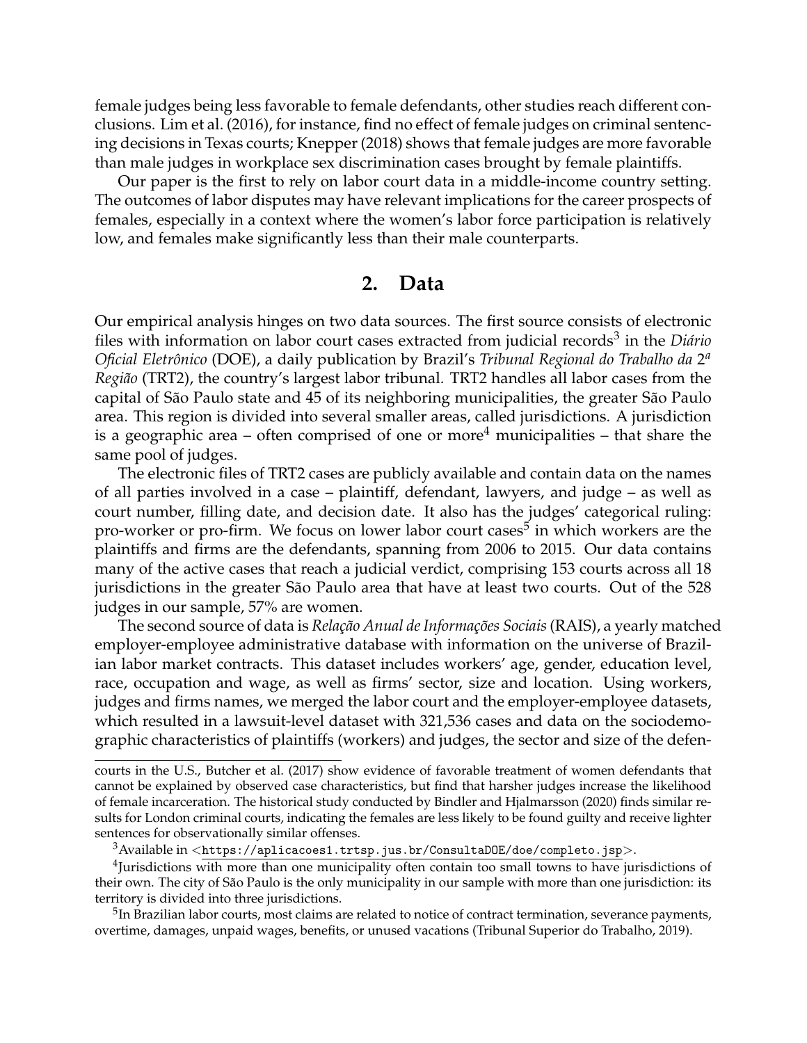female judges being less favorable to female defendants, other studies reach different conclusions. Lim et al. (2016), for instance, find no effect of female judges on criminal sentencing decisions in Texas courts; Knepper (2018) shows that female judges are more favorable than male judges in workplace sex discrimination cases brought by female plaintiffs.

Our paper is the first to rely on labor court data in a middle-income country setting. The outcomes of labor disputes may have relevant implications for the career prospects of females, especially in a context where the women's labor force participation is relatively low, and females make significantly less than their male counterparts.

## 2. Data

Our empirical analysis hinges on two data sources. The first source consists of electronic files with information on labor court cases extracted from judicial records[3] in the *Diário Oficial Eletrônico* (DOE), a daily publication by Brazil's *Tribunal Regional do Trabalho da* 2*ª Região* (TRT2), the country's largest labor tribunal. TRT2 handles all labor cases from the capital of São Paulo state and 45 of its neighboring municipalities, the greater São Paulo area. This region is divided into several smaller areas, called jurisdictions. A jurisdiction is a geographic area – often comprised of one or more[4] municipalities – that share the same pool of judges.

The electronic files of TRT2 cases are publicly available and contain data on the names of all parties involved in a case – plaintiff, defendant, lawyers, and judge – as well as court number, filling date, and decision date. It also has the judges' categorical ruling: pro-worker or pro-firm. We focus on lower labor court cases[5] in which workers are the plaintiffs and firms are the defendants, spanning from 2006 to 2015. Our data contains many of the active cases that reach a judicial verdict, comprising 153 courts across all 18 jurisdictions in the greater São Paulo area that have at least two courts. Out of the 528 judges in our sample, 57% are women.

The second source of data is *Relação Anual de Informações Sociais* (RAIS), a yearly matched employer-employee administrative database with information on the universe of Brazilian labor market contracts. This dataset includes workers' age, gender, education level, race, occupation and wage, as well as firms' sector, size and location. Using workers, judges and firms names, we merged the labor court and the employer-employee datasets, which resulted in a lawsuit-level dataset with 321,536 cases and data on the sociodemographic characteristics of plaintiffs (workers) and judges, the sector and size of the defen-

---

courts in the U.S., Butcher et al. (2017) show evidence of favorable treatment of women defendants that cannot be explained by observed case characteristics, but find that harsher judges increase the likelihood of female incarceration. The historical study conducted by Bindler and Hjalmarsson (2020) finds similar results for London criminal courts, indicating the females are less likely to be found guilty and receive lighter sentences for observationally similar offenses.

[3] Available in <https://aplicacoes1.trtsp.jus.br/ConsultaDOE/doe/completo.jsp>.

[4] Jurisdictions with more than one municipality often contain too small towns to have jurisdictions of their own. The city of São Paulo is the only municipality in our sample with more than one jurisdiction: its territory is divided into three jurisdictions.

[5] In Brazilian labor courts, most claims are related to notice of contract termination, severance payments, overtime, damages, unpaid wages, benefits, or unused vacations (Tribunal Superior do Trabalho, 2019).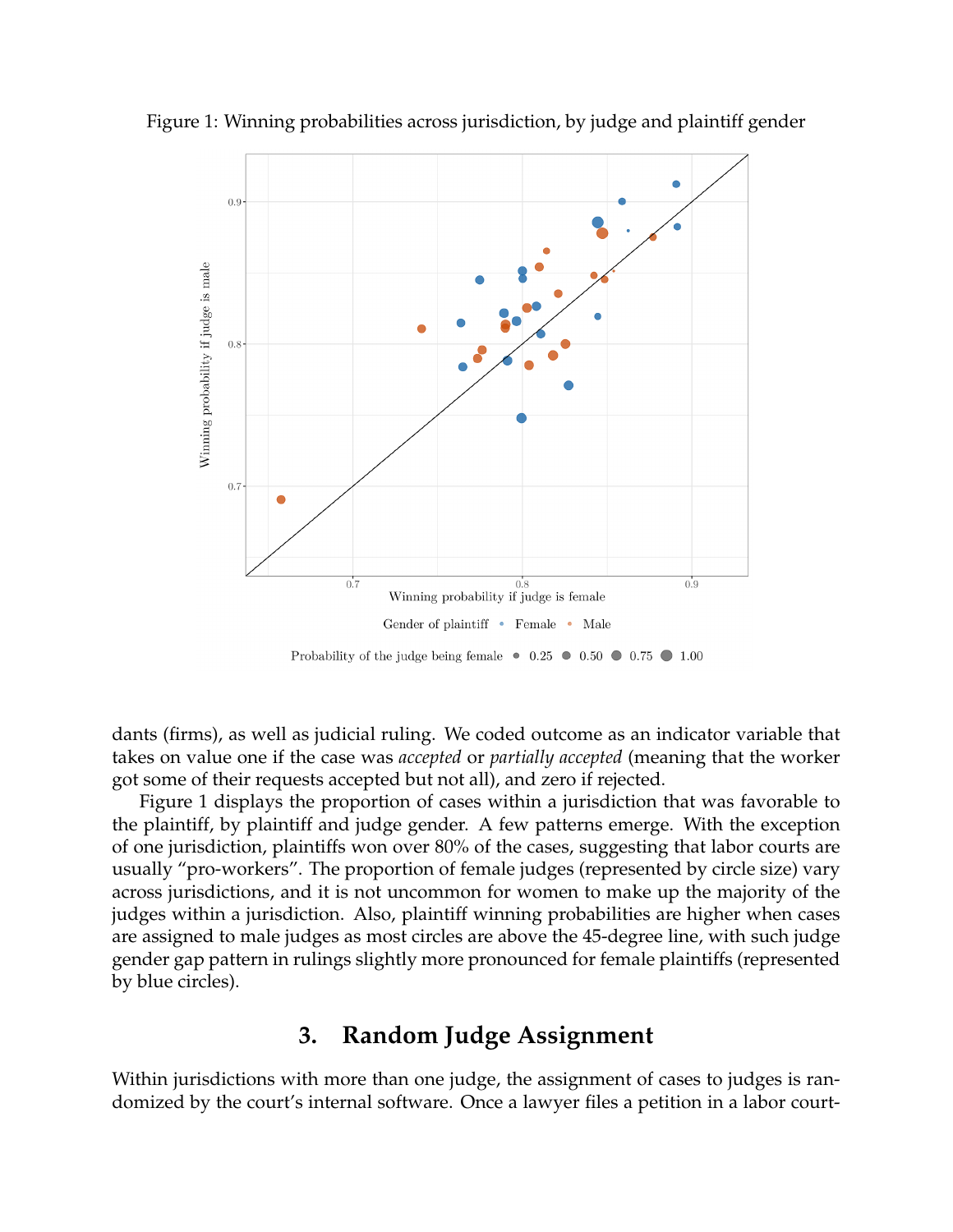Figure 1: Winning probabilities across jurisdiction, by judge and plaintiff gender

dants (firms), as well as judicial ruling. We coded outcome as an indicator variable that takes on value one if the case was *accepted* or *partially accepted* (meaning that the worker got some of their requests accepted but not all), and zero if rejected.

Figure 1 displays the proportion of cases within a jurisdiction that was favorable to the plaintiff, by plaintiff and judge gender. A few patterns emerge. With the exception of one jurisdiction, plaintiffs won over 80% of the cases, suggesting that labor courts are usually "pro-workers". The proportion of female judges (represented by circle size) vary across jurisdictions, and it is not uncommon for women to make up the majority of the judges within a jurisdiction. Also, plaintiff winning probabilities are higher when cases are assigned to male judges as most circles are above the 45-degree line, with such judge gender gap pattern in rulings slightly more pronounced for female plaintiffs (represented by blue circles).

## 3. Random Judge Assignment

Within jurisdictions with more than one judge, the assignment of cases to judges is randomized by the court's internal software. Once a lawyer files a petition in a labor court-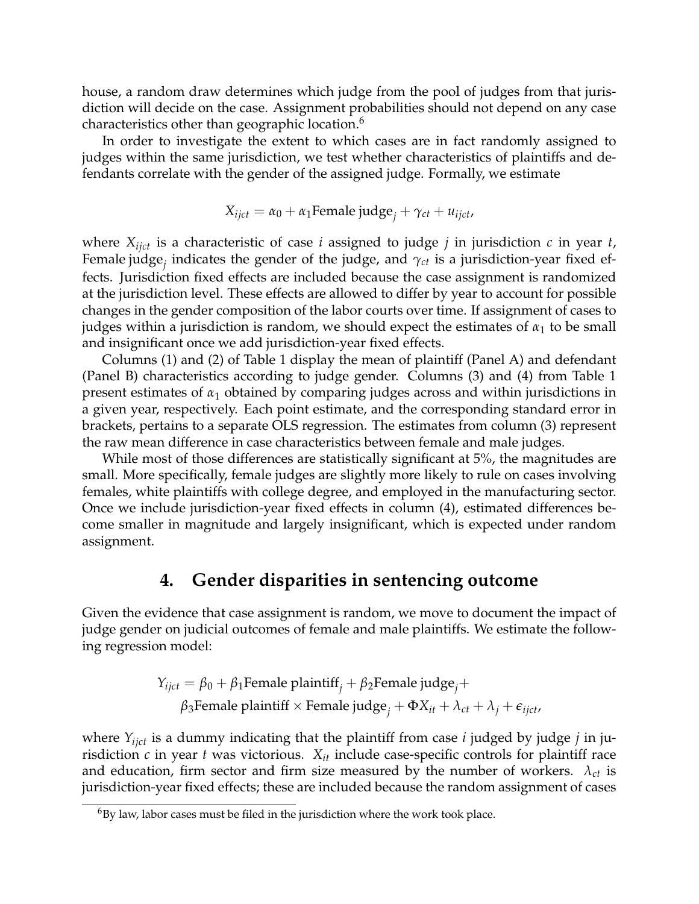house, a random draw determines which judge from the pool of judges from that jurisdiction will decide on the case. Assignment probabilities should not depend on any case characteristics other than geographic location.[6]

In order to investigate the extent to which cases are in fact randomly assigned to judges within the same jurisdiction, we test whether characteristics of plaintiffs and defendants correlate with the gender of the assigned judge. Formally, we estimate

$$X_{ijct} = \alpha_0 + \alpha_1 \text{Female judge}_j + \gamma_{ct} + u_{ijct},$$

where $X_{ijct}$ is a characteristic of case $i$ assigned to judge $j$ in jurisdiction $c$ in year $t$, Female judge$_j$ indicates the gender of the judge, and $\gamma_{ct}$ is a jurisdiction-year fixed effects. Jurisdiction fixed effects are included because the case assignment is randomized at the jurisdiction level. These effects are allowed to differ by year to account for possible changes in the gender composition of the labor courts over time. If assignment of cases to judges within a jurisdiction is random, we should expect the estimates of $\alpha_1$ to be small and insignificant once we add jurisdiction-year fixed effects.

Columns (1) and (2) of Table 1 display the mean of plaintiff (Panel A) and defendant (Panel B) characteristics according to judge gender. Columns (3) and (4) from Table 1 present estimates of $\alpha_1$ obtained by comparing judges across and within jurisdictions in a given year, respectively. Each point estimate, and the corresponding standard error in brackets, pertains to a separate OLS regression. The estimates from column (3) represent the raw mean difference in case characteristics between female and male judges.

While most of those differences are statistically significant at 5%, the magnitudes are small. More specifically, female judges are slightly more likely to rule on cases involving females, white plaintiffs with college degree, and employed in the manufacturing sector. Once we include jurisdiction-year fixed effects in column (4), estimated differences become smaller in magnitude and largely insignificant, which is expected under random assignment.

## 4. Gender disparities in sentencing outcome

Given the evidence that case assignment is random, we move to document the impact of judge gender on judicial outcomes of female and male plaintiffs. We estimate the following regression model:

$$\begin{aligned} Y_{ijct} = \beta_0 + \beta_1 \text{Female plaintiff}_j + \beta_2 \text{Female judge}_j + \\ \beta_3 \text{Female plaintiff} \times \text{Female judge}_j + \Phi X_{it} + \lambda_{ct} + \lambda_j + \epsilon_{ijct}, \end{aligned}$$

where $Y_{ijct}$ is a dummy indicating that the plaintiff from case $i$ judged by judge $j$ in jurisdiction $c$ in year $t$ was victorious. $X_{it}$ include case-specific controls for plaintiff race and education, firm sector and firm size measured by the number of workers. $\lambda_{ct}$ is jurisdiction-year fixed effects; these are included because the random assignment of cases

[6]By law, labor cases must be filed in the jurisdiction where the work took place.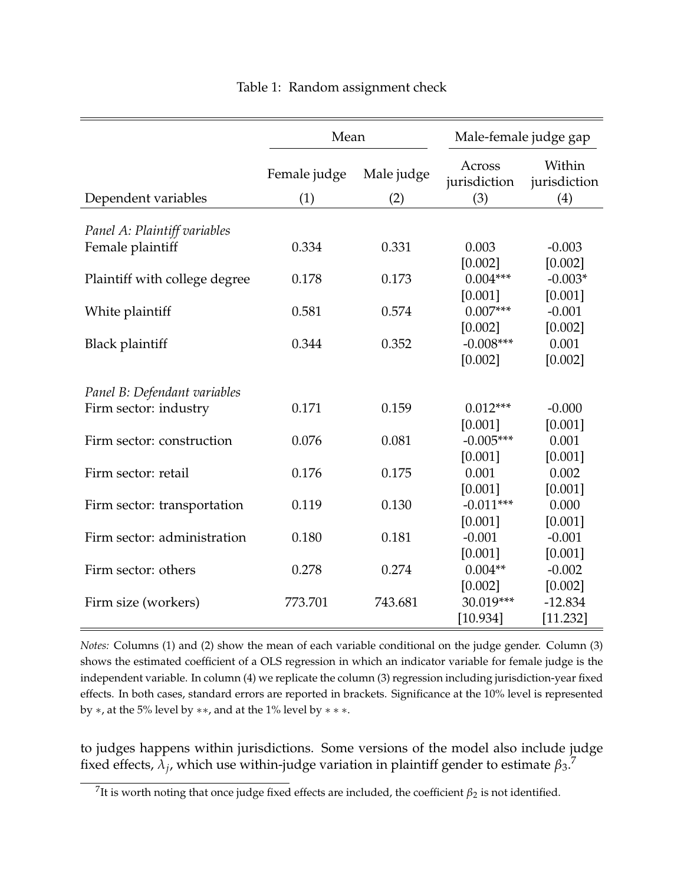Table 1: Random assignment check

| | Mean | | Male-female judge gap | |
|---|---|---|---|---|
| | Female judge | Male judge | Across jurisdiction | Within jurisdiction |
| Dependent variables | (1) | (2) | (3) | (4) |
| *Panel A: Plaintiff variables* | | | | |
| Female plaintiff | 0.334 | 0.331 | 0.003 | -0.003 |
| | | | [0.002] | [0.002] |
| Plaintiff with college degree | 0.178 | 0.173 | 0.004*** | -0.003* |
| | | | [0.001] | [0.001] |
| White plaintiff | 0.581 | 0.574 | 0.007*** | -0.001 |
| | | | [0.002] | [0.002] |
| Black plaintiff | 0.344 | 0.352 | -0.008*** | 0.001 |
| | | | [0.002] | [0.002] |
| *Panel B: Defendant variables* | | | | |
| Firm sector: industry | 0.171 | 0.159 | 0.012*** | -0.000 |
| | | | [0.001] | [0.001] |
| Firm sector: construction | 0.076 | 0.081 | -0.005*** | 0.001 |
| | | | [0.001] | [0.001] |
| Firm sector: retail | 0.176 | 0.175 | 0.001 | 0.002 |
| | | | [0.001] | [0.001] |
| Firm sector: transportation | 0.119 | 0.130 | -0.011*** | 0.000 |
| | | | [0.001] | [0.001] |
| Firm sector: administration | 0.180 | 0.181 | -0.001 | -0.001 |
| | | | [0.001] | [0.001] |
| Firm sector: others | 0.278 | 0.274 | 0.004** | -0.002 |
| | | | [0.002] | [0.002] |
| Firm size (workers) | 773.701 | 743.681 | 30.019*** | -12.834 |
| | | | [10.934] | [11.232] |

*Notes:* Columns (1) and (2) show the mean of each variable conditional on the judge gender. Column (3) shows the estimated coefficient of a OLS regression in which an indicator variable for female judge is the independent variable. In column (4) we replicate the column (3) regression including jurisdiction-year fixed effects. In both cases, standard errors are reported in brackets. Significance at the 10% level is represented by $*$, at the 5% level by $**$, and at the 1% level by $***$.

to judges happens within jurisdictions. Some versions of the model also include judge fixed effects, $\lambda_j$, which use within-judge variation in plaintiff gender to estimate $\beta_3$.[7]

[7] It is worth noting that once judge fixed effects are included, the coefficient $\beta_2$ is not identified.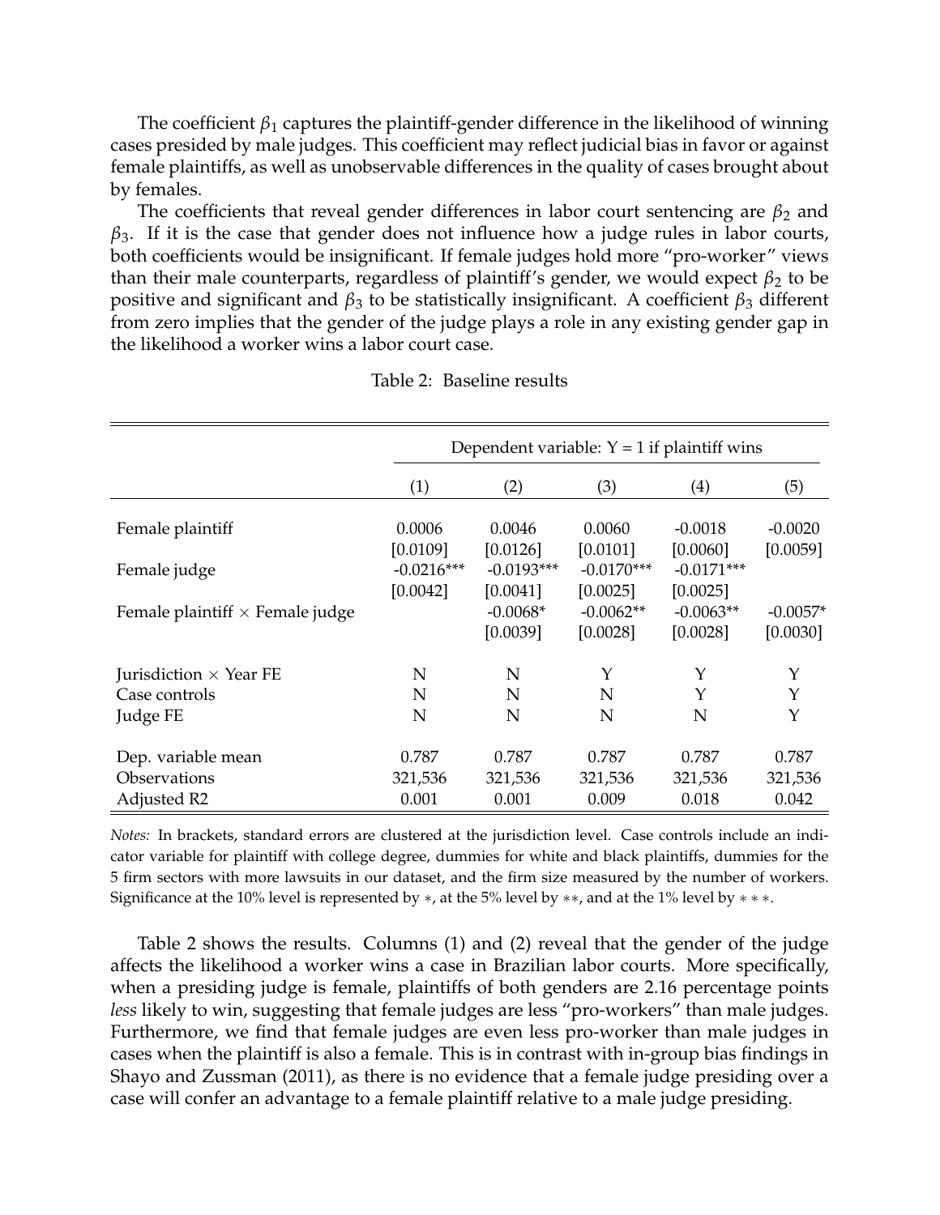The coefficient $\beta_1$ captures the plaintiff-gender difference in the likelihood of winning cases presided by male judges. This coefficient may reflect judicial bias in favor or against female plaintiffs, as well as unobservable differences in the quality of cases brought about by females.

The coefficients that reveal gender differences in labor court sentencing are $\beta_2$ and $\beta_3$. If it is the case that gender does not influence how a judge rules in labor courts, both coefficients would be insignificant. If female judges hold more "pro-worker" views than their male counterparts, regardless of plaintiff's gender, we would expect $\beta_2$ to be positive and significant and $\beta_3$ to be statistically insignificant. A coefficient $\beta_3$ different from zero implies that the gender of the judge plays a role in any existing gender gap in the likelihood a worker wins a labor court case.

Table 2: Baseline results

| | Dependent variable: Y = 1 if plaintiff wins | | | | |
|---|---|---|---|---|---|
| | (1) | (2) | (3) | (4) | (5) |
| Female plaintiff | 0.0006 | 0.0046 | 0.0060 | -0.0018 | -0.0020 |
| | [0.0109] | [0.0126] | [0.0101] | [0.0060] | [0.0059] |
| Female judge | -0.0216*** | -0.0193*** | -0.0170*** | -0.0171*** | |
| | [0.0042] | [0.0041] | [0.0025] | [0.0025] | |
| Female plaintiff × Female judge | | -0.0068* | -0.0062** | -0.0063** | -0.0057* |
| | | [0.0039] | [0.0028] | [0.0028] | [0.0030] |
| Jurisdiction × Year FE | N | N | Y | Y | Y |
| Case controls | N | N | N | Y | Y |
| Judge FE | N | N | N | N | Y |
| Dep. variable mean | 0.787 | 0.787 | 0.787 | 0.787 | 0.787 |
| Observations | 321,536 | 321,536 | 321,536 | 321,536 | 321,536 |
| Adjusted R2 | 0.001 | 0.001 | 0.009 | 0.018 | 0.042 |

*Notes:* In brackets, standard errors are clustered at the jurisdiction level. Case controls include an indicator variable for plaintiff with college degree, dummies for white and black plaintiffs, dummies for the 5 firm sectors with more lawsuits in our dataset, and the firm size measured by the number of workers. Significance at the 10% level is represented by $*$, at the 5% level by $**$, and at the 1% level by $***$.

Table 2 shows the results. Columns (1) and (2) reveal that the gender of the judge affects the likelihood a worker wins a case in Brazilian labor courts. More specifically, when a presiding judge is female, plaintiffs of both genders are 2.16 percentage points *less* likely to win, suggesting that female judges are less "pro-workers" than male judges. Furthermore, we find that female judges are even less pro-worker than male judges in cases when the plaintiff is also a female. This is in contrast with in-group bias findings in Shayo and Zussman (2011), as there is no evidence that a female judge presiding over a case will confer an advantage to a female plaintiff relative to a male judge presiding.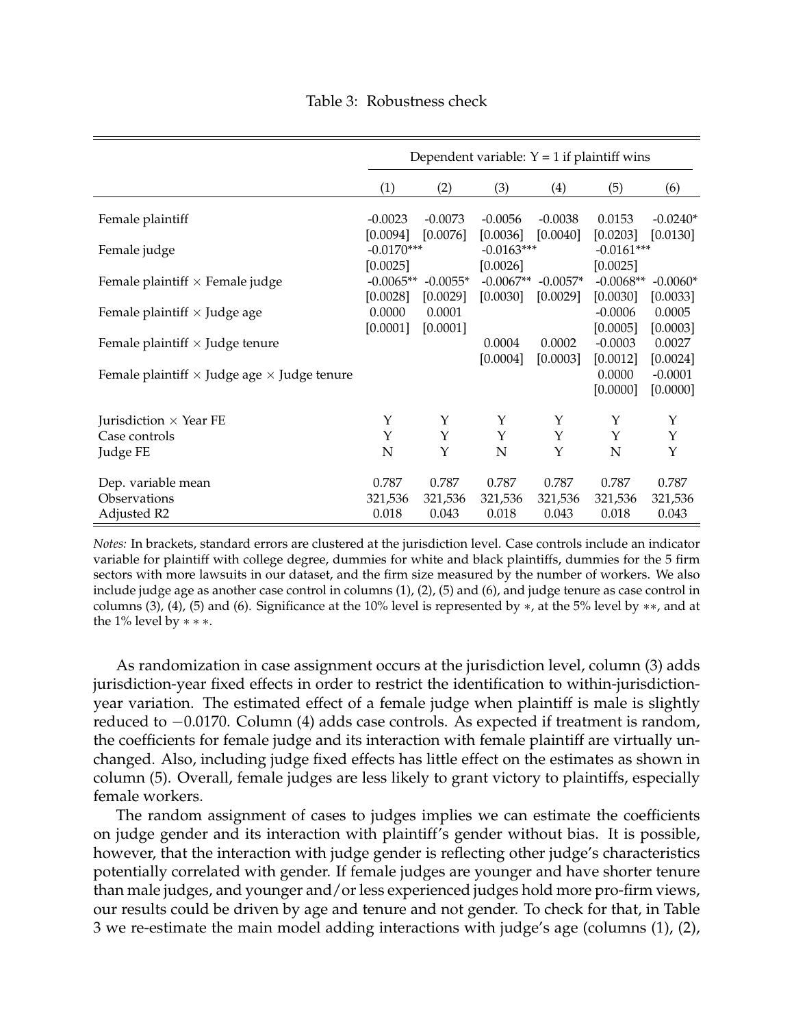Table 3: Robustness check

| | Dependent variable: Y = 1 if plaintiff wins | | | | | |
|---|---|---|---|---|---|---|
| | (1) | (2) | (3) | (4) | (5) | (6) |
| Female plaintiff | -0.0023 | -0.0073 | -0.0056 | -0.0038 | 0.0153 | -0.0240* |
| | [0.0094] | [0.0076] | [0.0036] | [0.0040] | [0.0203] | [0.0130] |
| Female judge | -0.0170*** | | -0.0163*** | | -0.0161*** | |
| | [0.0025] | | [0.0026] | | [0.0025] | |
| Female plaintiff × Female judge | -0.0065** | -0.0055* | -0.0067** | -0.0057* | -0.0068** | -0.0060* |
| | [0.0028] | [0.0029] | [0.0030] | [0.0029] | [0.0030] | [0.0033] |
| Female plaintiff × Judge age | 0.0000 | 0.0001 | | | -0.0006 | 0.0005 |
| | [0.0001] | [0.0001] | | | [0.0005] | [0.0003] |
| Female plaintiff × Judge tenure | | | 0.0004 | 0.0002 | -0.0003 | 0.0027 |
| | | | [0.0004] | [0.0003] | [0.0012] | [0.0024] |
| Female plaintiff × Judge age × Judge tenure | | | | | 0.0000 | -0.0001 |
| | | | | | [0.0000] | [0.0000] |
| Jurisdiction × Year FE | Y | Y | Y | Y | Y | Y |
| Case controls | Y | Y | Y | Y | Y | Y |
| Judge FE | N | Y | N | Y | N | Y |
| Dep. variable mean | 0.787 | 0.787 | 0.787 | 0.787 | 0.787 | 0.787 |
| Observations | 321,536 | 321,536 | 321,536 | 321,536 | 321,536 | 321,536 |
| Adjusted R2 | 0.018 | 0.043 | 0.018 | 0.043 | 0.018 | 0.043 |

*Notes:* In brackets, standard errors are clustered at the jurisdiction level. Case controls include an indicator variable for plaintiff with college degree, dummies for white and black plaintiffs, dummies for the 5 firm sectors with more lawsuits in our dataset, and the firm size measured by the number of workers. We also include judge age as another case control in columns (1), (2), (5) and (6), and judge tenure as case control in columns (3), (4), (5) and (6). Significance at the 10% level is represented by $*$, at the 5% level by $**$, and at the 1% level by $***$.

As randomization in case assignment occurs at the jurisdiction level, column (3) adds jurisdiction-year fixed effects in order to restrict the identification to within-jurisdiction-year variation. The estimated effect of a female judge when plaintiff is male is slightly reduced to $-0.0170$. Column (4) adds case controls. As expected if treatment is random, the coefficients for female judge and its interaction with female plaintiff are virtually unchanged. Also, including judge fixed effects has little effect on the estimates as shown in column (5). Overall, female judges are less likely to grant victory to plaintiffs, especially female workers.

The random assignment of cases to judges implies we can estimate the coefficients on judge gender and its interaction with plaintiff's gender without bias. It is possible, however, that the interaction with judge gender is reflecting other judge's characteristics potentially correlated with gender. If female judges are younger and have shorter tenure than male judges, and younger and/or less experienced judges hold more pro-firm views, our results could be driven by age and tenure and not gender. To check for that, in Table 3 we re-estimate the main model adding interactions with judge's age (columns (1), (2),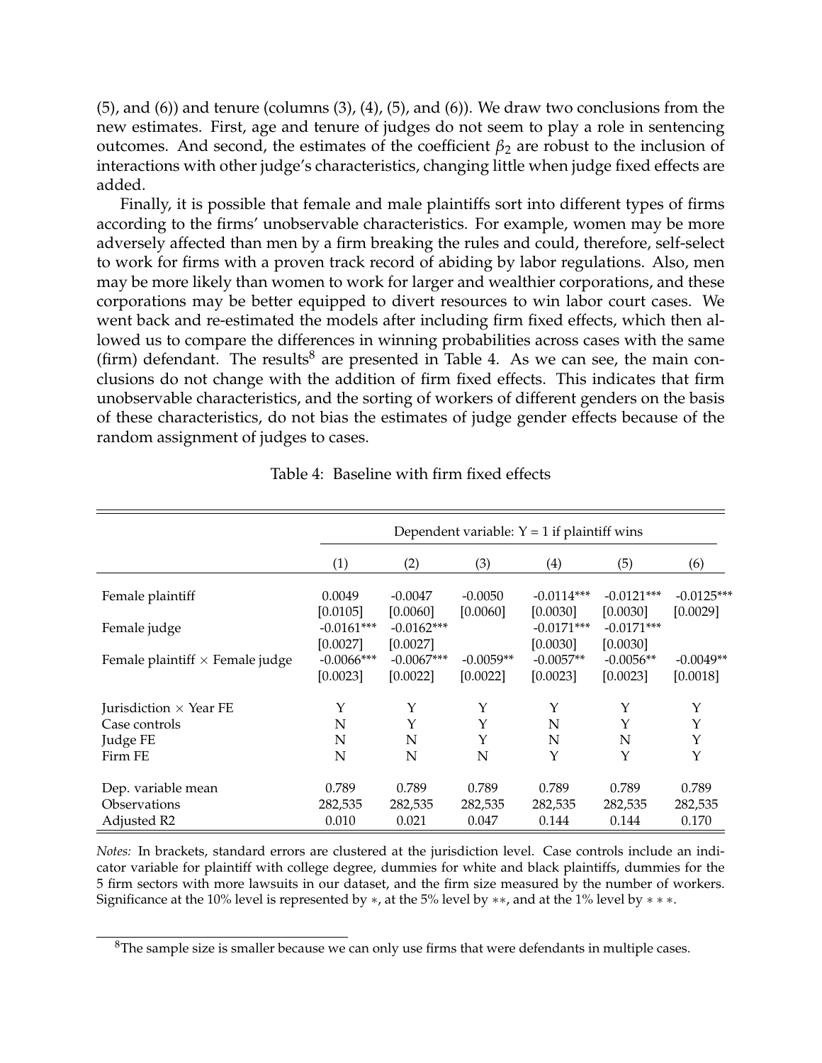(5), and (6)) and tenure (columns (3), (4), (5), and (6)). We draw two conclusions from the new estimates. First, age and tenure of judges do not seem to play a role in sentencing outcomes. And second, the estimates of the coefficient $\beta_2$ are robust to the inclusion of interactions with other judge's characteristics, changing little when judge fixed effects are added.

Finally, it is possible that female and male plaintiffs sort into different types of firms according to the firms' unobservable characteristics. For example, women may be more adversely affected than men by a firm breaking the rules and could, therefore, self-select to work for firms with a proven track record of abiding by labor regulations. Also, men may be more likely than women to work for larger and wealthier corporations, and these corporations may be better equipped to divert resources to win labor court cases. We went back and re-estimated the models after including firm fixed effects, which then allowed us to compare the differences in winning probabilities across cases with the same (firm) defendant. The results[8] are presented in Table 4. As we can see, the main conclusions do not change with the addition of firm fixed effects. This indicates that firm unobservable characteristics, and the sorting of workers of different genders on the basis of these characteristics, do not bias the estimates of judge gender effects because of the random assignment of judges to cases.

Table 4: Baseline with firm fixed effects

| | Dependent variable: Y = 1 if plaintiff wins | | | | | |
|---|---|---|---|---|---|---|
| | (1) | (2) | (3) | (4) | (5) | (6) |
| Female plaintiff | 0.0049 | -0.0047 | -0.0050 | -0.0114*** | -0.0121*** | -0.0125*** |
| | [0.0105] | [0.0060] | [0.0060] | [0.0030] | [0.0030] | [0.0029] |
| Female judge | -0.0161*** | -0.0162*** | | -0.0171*** | -0.0171*** | |
| | [0.0027] | [0.0027] | | [0.0030] | [0.0030] | |
| Female plaintiff × Female judge | -0.0066*** | -0.0067*** | -0.0059** | -0.0057** | -0.0056** | -0.0049** |
| | [0.0023] | [0.0022] | [0.0022] | [0.0023] | [0.0023] | [0.0018] |
| Jurisdiction × Year FE | Y | Y | Y | Y | Y | Y |
| Case controls | N | Y | Y | N | Y | Y |
| Judge FE | N | N | Y | N | N | Y |
| Firm FE | N | N | N | Y | Y | Y |
| Dep. variable mean | 0.789 | 0.789 | 0.789 | 0.789 | 0.789 | 0.789 |
| Observations | 282,535 | 282,535 | 282,535 | 282,535 | 282,535 | 282,535 |
| Adjusted R2 | 0.010 | 0.021 | 0.047 | 0.144 | 0.144 | 0.170 |

*Notes:* In brackets, standard errors are clustered at the jurisdiction level. Case controls include an indicator variable for plaintiff with college degree, dummies for white and black plaintiffs, dummies for the 5 firm sectors with more lawsuits in our dataset, and the firm size measured by the number of workers. Significance at the 10% level is represented by $*$, at the 5% level by $**$, and at the 1% level by $***$.

[8] The sample size is smaller because we can only use firms that were defendants in multiple cases.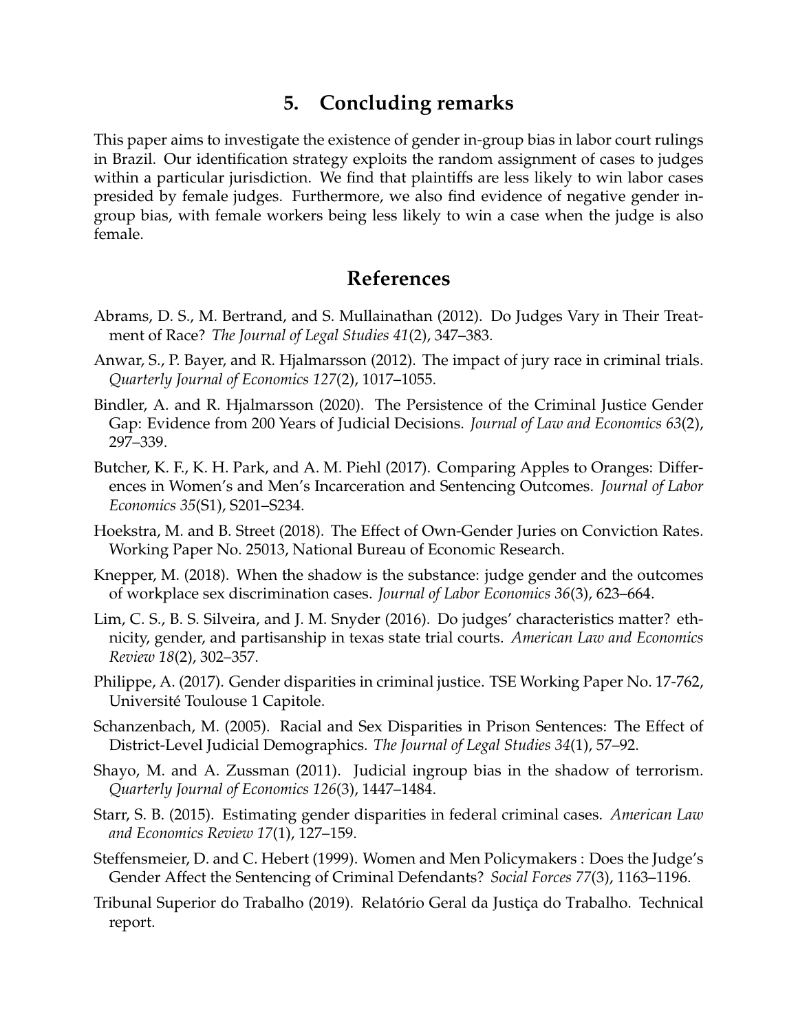## 5. Concluding remarks

This paper aims to investigate the existence of gender in-group bias in labor court rulings in Brazil. Our identification strategy exploits the random assignment of cases to judges within a particular jurisdiction. We find that plaintiffs are less likely to win labor cases presided by female judges. Furthermore, we also find evidence of negative gender in-group bias, with female workers being less likely to win a case when the judge is also female.

## References

Abrams, D. S., M. Bertrand, and S. Mullainathan (2012). Do Judges Vary in Their Treatment of Race? *The Journal of Legal Studies 41*(2), 347–383.

Anwar, S., P. Bayer, and R. Hjalmarsson (2012). The impact of jury race in criminal trials. *Quarterly Journal of Economics 127*(2), 1017–1055.

Bindler, A. and R. Hjalmarsson (2020). The Persistence of the Criminal Justice Gender Gap: Evidence from 200 Years of Judicial Decisions. *Journal of Law and Economics 63*(2), 297–339.

Butcher, K. F., K. H. Park, and A. M. Piehl (2017). Comparing Apples to Oranges: Differences in Women's and Men's Incarceration and Sentencing Outcomes. *Journal of Labor Economics 35*(S1), S201–S234.

Hoekstra, M. and B. Street (2018). The Effect of Own-Gender Juries on Conviction Rates. Working Paper No. 25013, National Bureau of Economic Research.

Knepper, M. (2018). When the shadow is the substance: judge gender and the outcomes of workplace sex discrimination cases. *Journal of Labor Economics 36*(3), 623–664.

Lim, C. S., B. S. Silveira, and J. M. Snyder (2016). Do judges' characteristics matter? ethnicity, gender, and partisanship in texas state trial courts. *American Law and Economics Review 18*(2), 302–357.

Philippe, A. (2017). Gender disparities in criminal justice. TSE Working Paper No. 17-762, Université Toulouse 1 Capitole.

Schanzenbach, M. (2005). Racial and Sex Disparities in Prison Sentences: The Effect of District-Level Judicial Demographics. *The Journal of Legal Studies 34*(1), 57–92.

Shayo, M. and A. Zussman (2011). Judicial ingroup bias in the shadow of terrorism. *Quarterly Journal of Economics 126*(3), 1447–1484.

Starr, S. B. (2015). Estimating gender disparities in federal criminal cases. *American Law and Economics Review 17*(1), 127–159.

Steffensmeier, D. and C. Hebert (1999). Women and Men Policymakers : Does the Judge's Gender Affect the Sentencing of Criminal Defendants? *Social Forces 77*(3), 1163–1196.

Tribunal Superior do Trabalho (2019). Relatório Geral da Justiça do Trabalho. Technical report.